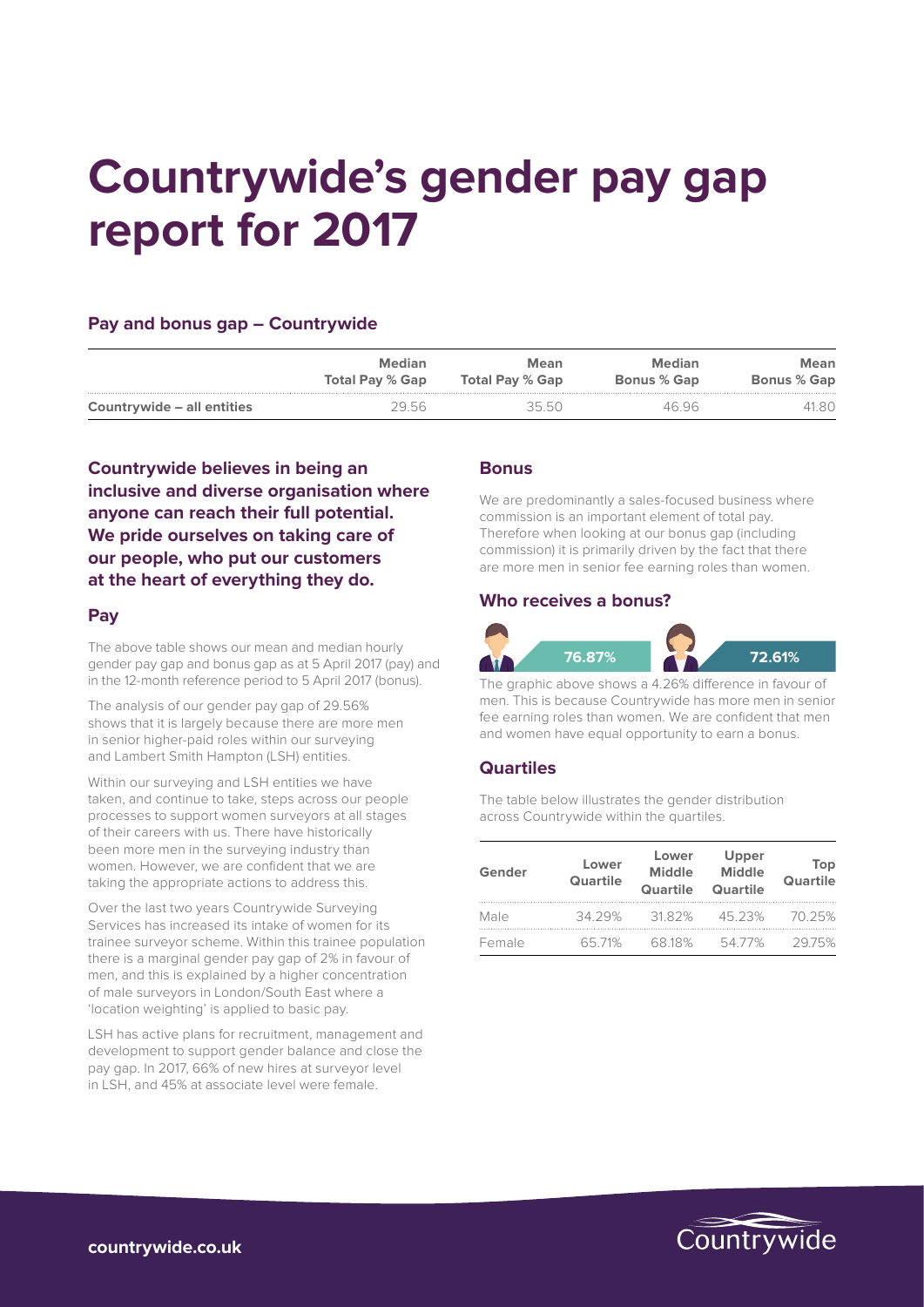# Countrywide's gender pay gap report for 2017

### Pay and bonus gap – Countrywide

| | Median Total Pay % Gap | Mean Total Pay % Gap | Median Bonus % Gap | Mean Bonus % Gap |
|---|---|---|---|---|
| Countrywide – all entities | 29.56 | 35.50 | 46.96 | 41.80 |

**Countrywide believes in being an inclusive and diverse organisation where anyone can reach their full potential. We pride ourselves on taking care of our people, who put our customers at the heart of everything they do.**

## Pay

The above table shows our mean and median hourly gender pay gap and bonus gap as at 5 April 2017 (pay) and in the 12-month reference period to 5 April 2017 (bonus).

The analysis of our gender pay gap of 29.56% shows that it is largely because there are more men in senior higher-paid roles within our surveying and Lambert Smith Hampton (LSH) entities.

Within our surveying and LSH entities we have taken, and continue to take, steps across our people processes to support women surveyors at all stages of their careers with us. There have historically been more men in the surveying industry than women. However, we are confident that we are taking the appropriate actions to address this.

Over the last two years Countrywide Surveying Services has increased its intake of women for its trainee surveyor scheme. Within this trainee population there is a marginal gender pay gap of 2% in favour of men, and this is explained by a higher concentration of male surveyors in London/South East where a 'location weighting' is applied to basic pay.

LSH has active plans for recruitment, management and development to support gender balance and close the pay gap. In 2017, 66% of new hires at surveyor level in LSH, and 45% at associate level were female.

## Bonus

We are predominantly a sales-focused business where commission is an important element of total pay. Therefore when looking at our bonus gap (including commission) it is primarily driven by the fact that there are more men in senior fee earning roles than women.

## Who receives a bonus?

76.87% 72.61%

The graphic above shows a 4.26% difference in favour of men. This is because Countrywide has more men in senior fee earning roles than women. We are confident that men and women have equal opportunity to earn a bonus.

## Quartiles

The table below illustrates the gender distribution across Countrywide within the quartiles.

| Gender | Lower Quartile | Lower Middle Quartile | Upper Middle Quartile | Top Quartile |
|---|---|---|---|---|
| Male | 34.29% | 31.82% | 45.23% | 70.25% |
| Female | 65.71% | 68.18% | 54.77% | 29.75% |

**countrywide.co.uk**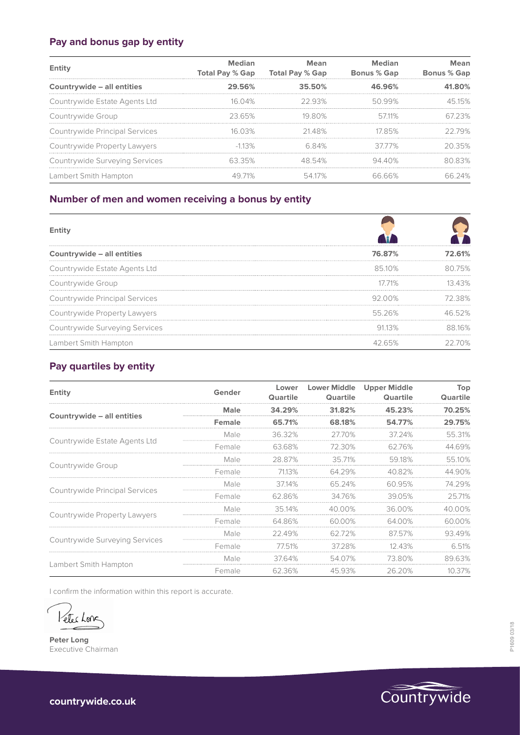## Pay and bonus gap by entity

| Entity | Median Total Pay % Gap | Mean Total Pay % Gap | Median Bonus % Gap | Mean Bonus % Gap |
|---|---|---|---|---|
| **Countrywide – all entities** | **29.56%** | **35.50%** | **46.96%** | **41.80%** |
| Countrywide Estate Agents Ltd | 16.04% | 22.93% | 50.99% | 45.15% |
| Countrywide Group | 23.65% | 19.80% | 57.11% | 67.23% |
| Countrywide Principal Services | 16.03% | 21.48% | 17.85% | 22.79% |
| Countrywide Property Lawyers | -1.13% | 6.84% | 37.77% | 20.35% |
| Countrywide Surveying Services | 63.35% | 48.54% | 94.40% | 80.83% |
| Lambert Smith Hampton | 49.71% | 54.17% | 66.66% | 66.24% |

## Number of men and women receiving a bonus by entity

| Entity | Men | Women |
|---|---|---|
| **Countrywide – all entities** | **76.87%** | **72.61%** |
| Countrywide Estate Agents Ltd | 85.10% | 80.75% |
| Countrywide Group | 17.71% | 13.43% |
| Countrywide Principal Services | 92.00% | 72.38% |
| Countrywide Property Lawyers | 55.26% | 46.52% |
| Countrywide Surveying Services | 91.13% | 88.16% |
| Lambert Smith Hampton | 42.65% | 22.70% |

## Pay quartiles by entity

| Entity | Gender | Lower Quartile | Lower Middle Quartile | Upper Middle Quartile | Top Quartile |
|---|---|---|---|---|---|
| **Countrywide – all entities** | **Male** | **34.29%** | **31.82%** | **45.23%** | **70.25%** |
| | **Female** | **65.71%** | **68.18%** | **54.77%** | **29.75%** |
| Countrywide Estate Agents Ltd | Male | 36.32% | 27.70% | 37.24% | 55.31% |
| | Female | 63.68% | 72.30% | 62.76% | 44.69% |
| Countrywide Group | Male | 28.87% | 35.71% | 59.18% | 55.10% |
| | Female | 71.13% | 64.29% | 40.82% | 44.90% |
| Countrywide Principal Services | Male | 37.14% | 65.24% | 60.95% | 74.29% |
| | Female | 62.86% | 34.76% | 39.05% | 25.71% |
| Countrywide Property Lawyers | Male | 35.14% | 40.00% | 36.00% | 40.00% |
| | Female | 64.86% | 60.00% | 64.00% | 60.00% |
| Countrywide Surveying Services | Male | 22.49% | 62.72% | 87.57% | 93.49% |
| | Female | 77.51% | 37.28% | 12.43% | 6.51% |
| Lambert Smith Hampton | Male | 37.64% | 54.07% | 73.80% | 89.63% |
| | Female | 62.36% | 45.93% | 26.20% | 10.37% |

I confirm the information within this report is accurate.

**Peter Long**
Executive Chairman

P1609 03/18

**countrywide.co.uk**

Countrywide